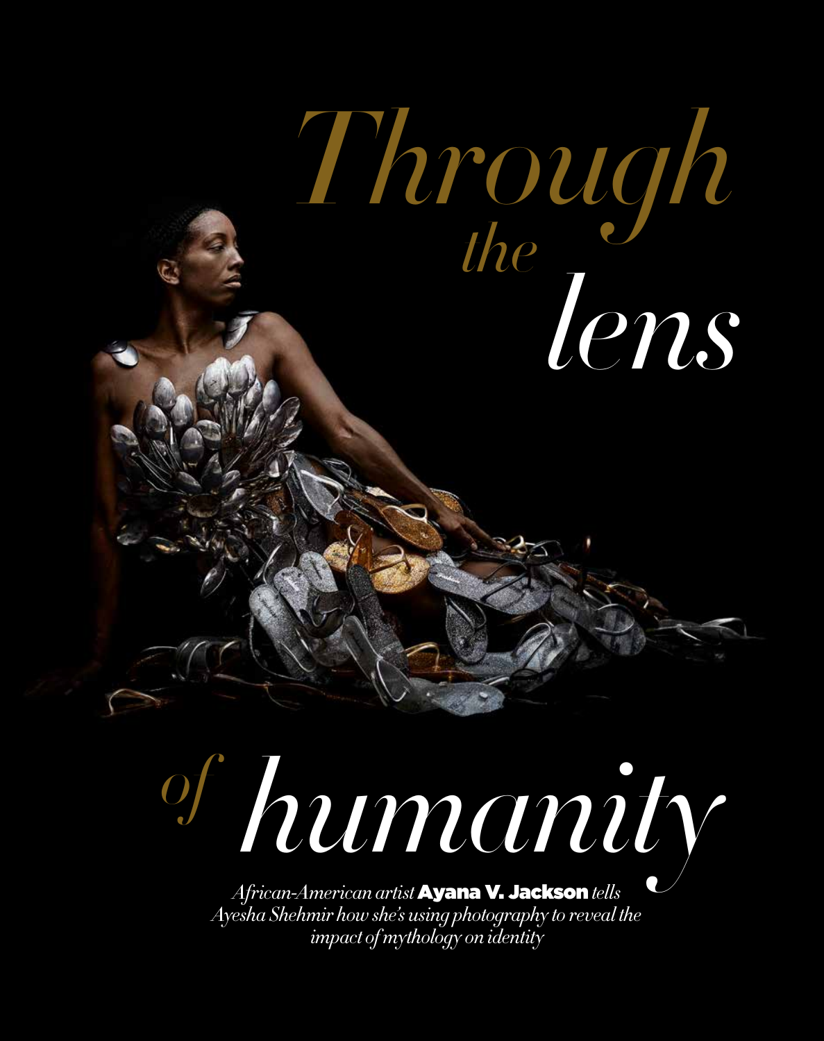# *Through the lens of humanity*

*African-American artist* **Ayana V. Jackson** *tells Ayesha Shehmir how she's using photography to reveal the impact of mythology on identity*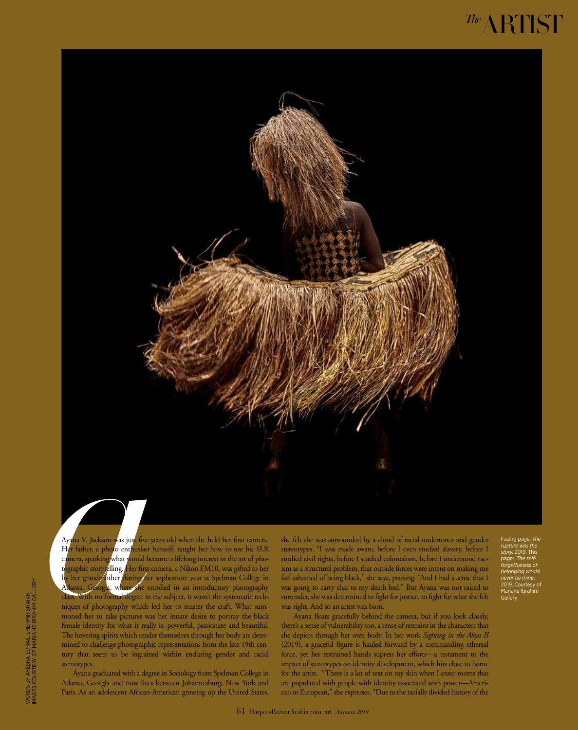Ayana V. Jackson was just five years old when she held her first camera. Her father, a photo enthusiast himself, taught her how to use his SLR camera, sparking what would become a lifelong interest in the art of photographic storytelling. Her first camera, a Nikon FM10, was gifted to her by her grandmother during her sophomore year at Spelman College in Atlanta, Georgia, where she enrolled in an introductory photography class. With no formal degree in the subject, it wasn't the systematic techniques of photography which led her to master the craft. What summoned her to take pictures was her innate desire to portray the black female identity for what it really is: powerful, passionate and beautiful. The hovering spirits which render themselves through her body are determined to challenge photographic representations from the late 19th century that seem to be ingrained within enduring gender and racial stereotypes.

Ayana graduated with a degree in Sociology from Spelman College in Atlanta, Georgia and now lives between Johannesburg, New York and Paris. As an adolescent African-American growing up the United States, she felt she was surrounded by a cloud of racial undertones and gender stereotypes. "I was made aware, before I even studied slavery, before I studied civil rights, before I studied colonialism, before I understood racism as a structural problem, that outside forces were intent on making me feel ashamed of being black," she says, pausing. "And I had a sense that I was going to carry that to my death bed." But Ayana was not raised to surrender, she was determined to fight for justice, to fight for what she felt was right. And so an artist was born.

Ayana floats gracefully behind the camera, but if you look closely, there's a sense of vulnerability too, a sense of restraint in the characters that she depicts through her own body. In her work *Sighting in the Abyss II* (2019), a graceful figure is hauled forward by a commanding ethereal force, yet her restrained hands supress her efforts—a testament to the impact of stereotypes on identity development, which hits close to home for the artist. "There is a lot of text on my skin when I enter rooms that are populated with people with identity associated with power—American or European," she expresses. "Due to the racially divided history of the

Facing page: *The rupture was the story.* 2019. This page: *The self-forgetfulness of belonging would never be mine.* 2019. Courtesy of Mariane Ibrahim Gallery

WORDS BY AYESHA SOHAIL SHEHMIR SHAIKH
IMAGES COURTESY OF MARIANE IBRAHIM GALLERY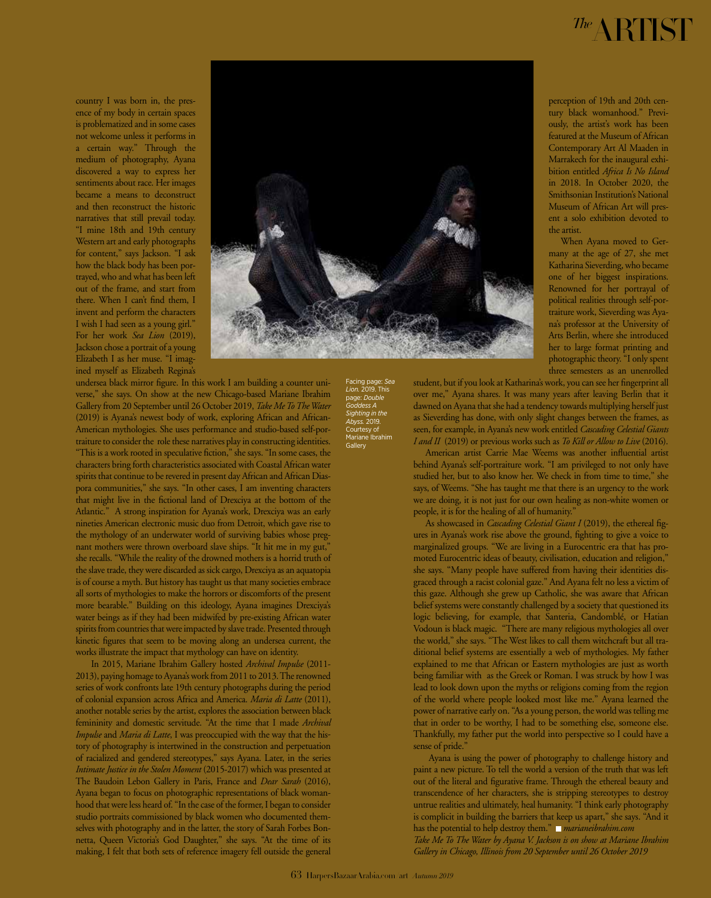country I was born in, the presence of my body in certain spaces is problematized and in some cases not welcome unless it performs in a certain way." Through the medium of photography, Ayana discovered a way to express her sentiments about race. Her images became a means to deconstruct and then reconstruct the historic narratives that still prevail today. "I mine 18th and 19th century Western art and early photographs for content," says Jackson. "I ask how the black body has been portrayed, who and what has been left out of the frame, and start from there. When I can't find them, I invent and perform the characters I wish I had seen as a young girl." For her work *Sea Lion* (2019), Jackson chose a portrait of a young Elizabeth I as her muse. "I imagined myself as Elizabeth Regina's undersea black mirror figure. In this work I am building a counter universe," she says. On show at the new Chicago-based Mariane Ibrahim Gallery from 20 September until 26 October 2019, *Take Me To The Water* (2019) is Ayana's newest body of work, exploring African and African-American mythologies. She uses performance and studio-based self-portraiture to consider the role these narratives play in constructing identities. "This is a work rooted in speculative fiction," she says. "In some cases, the characters bring forth characteristics associated with Coastal African water spirits that continue to be revered in present day African and African Diaspora communities," she says. "In other cases, I am inventing characters that might live in the fictional land of Drexciya at the bottom of the Atlantic." A strong inspiration for Ayana's work, Drexciya was an early nineties American electronic music duo from Detroit, which gave rise to the mythology of an underwater world of surviving babies whose pregnant mothers were thrown overboard slave ships. "It hit me in my gut," she recalls. "While the reality of the drowned mothers is a horrid truth of the slave trade, they were discarded as sick cargo, Drexciya as an aquatopia is of course a myth. But history has taught us that many societies embrace all sorts of mythologies to make the horrors or discomforts of the present more bearable." Building on this ideology, Ayana imagines Drexciya's water beings as if they had been midwifed by pre-existing African water spirits from countries that were impacted by slave trade. Presented through kinetic figures that seem to be moving along an undersea current, the works illustrate the impact that mythology can have on identity.

In 2015, Mariane Ibrahim Gallery hosted *Archival Impulse* (2011-2013), paying homage to Ayana's work from 2011 to 2013. The renowned series of work confronts late 19th century photographs during the period of colonial expansion across Africa and America. *Maria di Latte* (2011), another notable series by the artist, explores the association between black femininity and domestic servitude. "At the time that I made *Archival Impulse* and *Maria di Latte*, I was preoccupied with the way that the history of photography is intertwined in the construction and perpetuation of racialized and gendered stereotypes," says Ayana. Later, in the series *Intimate Justice in the Stolen Moment* (2015-2017) which was presented at The Baudoin Lebon Gallery in Paris, France and *Dear Sarah* (2016), Ayana began to focus on photographic representations of black womanhood that were less heard of. "In the case of the former, I began to consider studio portraits commissioned by black women who documented themselves with photography and in the latter, the story of Sarah Forbes Bonnetta, Queen Victoria's God Daughter," she says. "At the time of its making, I felt that both sets of reference imagery fell outside the general perception of 19th and 20th century black womanhood." Previously, the artist's work has been featured at the Museum of African Contemporary Art Al Maaden in Marrakech for the inaugural exhibition entitled *Africa Is No Island* in 2018. In October 2020, the Smithsonian Institution's National Museum of African Art will present a solo exhibition devoted to the artist.

Facing page: *Sea Lion*. 2019. This page: *Double Goddess A Sighting in the Abyss*. 2019. Courtesy of Mariane Ibrahim Gallery

When Ayana moved to Germany at the age of 27, she met Katharina Sieverding, who became one of her biggest inspirations. Renowned for her portrayal of political realities through self-portraiture work, Sieverding was Ayana's professor at the University of Arts Berlin, where she introduced her to large format printing and photographic theory. "I only spent three semesters as an unenrolled student, but if you look at Katharina's work, you can see her fingerprint all over me," Ayana shares. It was many years after leaving Berlin that it dawned on Ayana that she had a tendency towards multiplying herself just as Sieverding has done, with only slight changes between the frames, as seen, for example, in Ayana's new work entitled *Cascading Celestial Giants I and II* (2019) or previous works such as *To Kill or Allow to Live* (2016).

American artist Carrie Mae Weems was another influential artist behind Ayana's self-portraiture work. "I am privileged to not only have studied her, but to also know her. We check in from time to time," she says, of Weems. "She has taught me that there is an urgency to the work we are doing, it is not just for our own healing as non-white women or people, it is for the healing of all of humanity."

As showcased in *Cascading Celestial Giant I* (2019), the ethereal figures in Ayana's work rise above the ground, fighting to give a voice to marginalized groups. "We are living in a Eurocentric era that has promoted Eurocentric ideas of beauty, civilisation, education and religion," she says. "Many people have suffered from having their identities disgraced through a racist colonial gaze." And Ayana felt no less a victim of this gaze. Although she grew up Catholic, she was aware that African belief systems were constantly challenged by a society that questioned its logic believing, for example, that Santeria, Candomblé, or Hatian Vodoun is black magic. "There are many religious mythologies all over the world," she says. "The West likes to call them witchcraft but all traditional belief systems are essentially a web of mythologies. My father explained to me that African or Eastern mythologies are just as worth being familiar with as the Greek or Roman. I was struck by how I was lead to look down upon the myths or religions coming from the region of the world where people looked most like me." Ayana learned the power of narrative early on. "As a young person, the world was telling me that in order to be worthy, I had to be something else, someone else. Thankfully, my father put the world into perspective so I could have a sense of pride."

Ayana is using the power of photography to challenge history and paint a new picture. To tell the world a version of the truth that was left out of the literal and figurative frame. Through the ethereal beauty and transcendence of her characters, she is stripping stereotypes to destroy untrue realities and ultimately, heal humanity. "I think early photography is complicit in building the barriers that keep us apart," she says. "And it has the potential to help destroy them." ■ *marianeibrahim.com*

*Take Me To The Water by Ayana V. Jackson is on show at Mariane Ibrahim Gallery in Chicago, Illinois from 20 September until 26 October 2019*